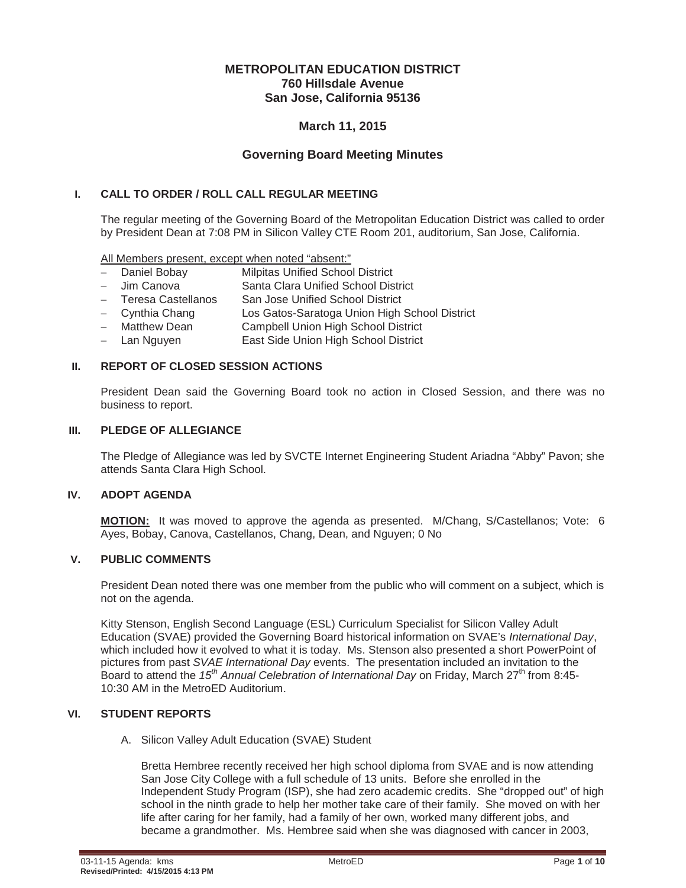**METROPOLITAN EDUCATION DISTRICT**
**760 Hillsdale Avenue**
**San Jose, California 95136**

**March 11, 2015**

## Governing Board Meeting Minutes

### I. CALL TO ORDER / ROLL CALL REGULAR MEETING

The regular meeting of the Governing Board of the Metropolitan Education District was called to order by President Dean at 7:08 PM in Silicon Valley CTE Room 201, auditorium, San Jose, California.

All Members present, except when noted "absent:"

- Daniel Bobay — Milpitas Unified School District
- Jim Canova — Santa Clara Unified School District
- Teresa Castellanos — San Jose Unified School District
- Cynthia Chang — Los Gatos-Saratoga Union High School District
- Matthew Dean — Campbell Union High School District
- Lan Nguyen — East Side Union High School District

### II. REPORT OF CLOSED SESSION ACTIONS

President Dean said the Governing Board took no action in Closed Session, and there was no business to report.

### III. PLEDGE OF ALLEGIANCE

The Pledge of Allegiance was led by SVCTE Internet Engineering Student Ariadna "Abby" Pavon; she attends Santa Clara High School.

### IV. ADOPT AGENDA

**MOTION:** It was moved to approve the agenda as presented. M/Chang, S/Castellanos; Vote: 6 Ayes, Bobay, Canova, Castellanos, Chang, Dean, and Nguyen; 0 No

### V. PUBLIC COMMENTS

President Dean noted there was one member from the public who will comment on a subject, which is not on the agenda.

Kitty Stenson, English Second Language (ESL) Curriculum Specialist for Silicon Valley Adult Education (SVAE) provided the Governing Board historical information on SVAE's *International Day*, which included how it evolved to what it is today. Ms. Stenson also presented a short PowerPoint of pictures from past *SVAE International Day* events. The presentation included an invitation to the Board to attend the *15th Annual Celebration of International Day* on Friday, March 27th from 8:45-10:30 AM in the MetroED Auditorium.

### VI. STUDENT REPORTS

A. Silicon Valley Adult Education (SVAE) Student

Bretta Hembree recently received her high school diploma from SVAE and is now attending San Jose City College with a full schedule of 13 units. Before she enrolled in the Independent Study Program (ISP), she had zero academic credits. She "dropped out" of high school in the ninth grade to help her mother take care of their family. She moved on with her life after caring for her family, had a family of her own, worked many different jobs, and became a grandmother. Ms. Hembree said when she was diagnosed with cancer in 2003,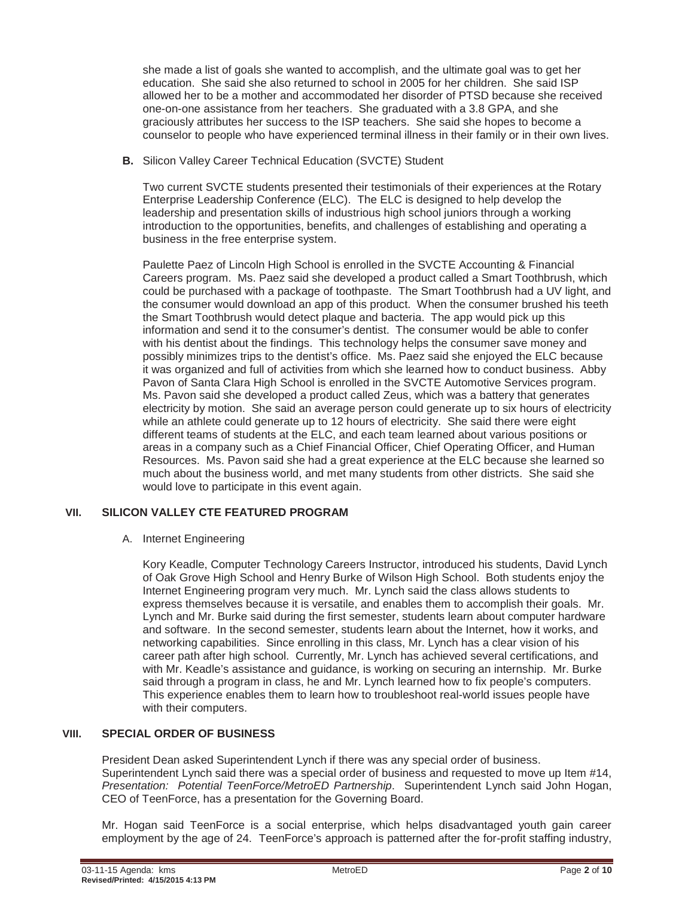she made a list of goals she wanted to accomplish, and the ultimate goal was to get her education. She said she also returned to school in 2005 for her children. She said ISP allowed her to be a mother and accommodated her disorder of PTSD because she received one-on-one assistance from her teachers. She graduated with a 3.8 GPA, and she graciously attributes her success to the ISP teachers. She said she hopes to become a counselor to people who have experienced terminal illness in their family or in their own lives.

**B.** Silicon Valley Career Technical Education (SVCTE) Student

Two current SVCTE students presented their testimonials of their experiences at the Rotary Enterprise Leadership Conference (ELC). The ELC is designed to help develop the leadership and presentation skills of industrious high school juniors through a working introduction to the opportunities, benefits, and challenges of establishing and operating a business in the free enterprise system.

Paulette Paez of Lincoln High School is enrolled in the SVCTE Accounting & Financial Careers program. Ms. Paez said she developed a product called a Smart Toothbrush, which could be purchased with a package of toothpaste. The Smart Toothbrush had a UV light, and the consumer would download an app of this product. When the consumer brushed his teeth the Smart Toothbrush would detect plaque and bacteria. The app would pick up this information and send it to the consumer's dentist. The consumer would be able to confer with his dentist about the findings. This technology helps the consumer save money and possibly minimizes trips to the dentist's office. Ms. Paez said she enjoyed the ELC because it was organized and full of activities from which she learned how to conduct business. Abby Pavon of Santa Clara High School is enrolled in the SVCTE Automotive Services program. Ms. Pavon said she developed a product called Zeus, which was a battery that generates electricity by motion. She said an average person could generate up to six hours of electricity while an athlete could generate up to 12 hours of electricity. She said there were eight different teams of students at the ELC, and each team learned about various positions or areas in a company such as a Chief Financial Officer, Chief Operating Officer, and Human Resources. Ms. Pavon said she had a great experience at the ELC because she learned so much about the business world, and met many students from other districts. She said she would love to participate in this event again.

## VII. SILICON VALLEY CTE FEATURED PROGRAM

A. Internet Engineering

Kory Keadle, Computer Technology Careers Instructor, introduced his students, David Lynch of Oak Grove High School and Henry Burke of Wilson High School. Both students enjoy the Internet Engineering program very much. Mr. Lynch said the class allows students to express themselves because it is versatile, and enables them to accomplish their goals. Mr. Lynch and Mr. Burke said during the first semester, students learn about computer hardware and software. In the second semester, students learn about the Internet, how it works, and networking capabilities. Since enrolling in this class, Mr. Lynch has a clear vision of his career path after high school. Currently, Mr. Lynch has achieved several certifications, and with Mr. Keadle's assistance and guidance, is working on securing an internship. Mr. Burke said through a program in class, he and Mr. Lynch learned how to fix people's computers. This experience enables them to learn how to troubleshoot real-world issues people have with their computers.

## VIII. SPECIAL ORDER OF BUSINESS

President Dean asked Superintendent Lynch if there was any special order of business. Superintendent Lynch said there was a special order of business and requested to move up Item #14, *Presentation: Potential TeenForce/MetroED Partnership*. Superintendent Lynch said John Hogan, CEO of TeenForce, has a presentation for the Governing Board.

Mr. Hogan said TeenForce is a social enterprise, which helps disadvantaged youth gain career employment by the age of 24. TeenForce's approach is patterned after the for-profit staffing industry,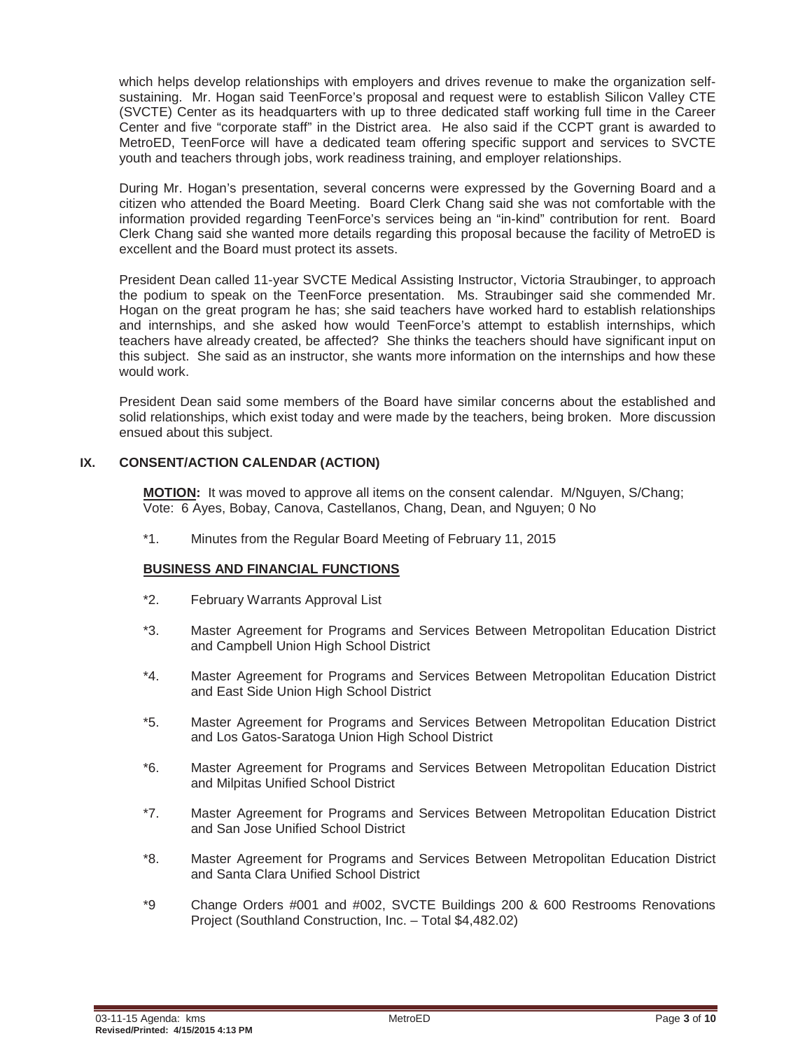which helps develop relationships with employers and drives revenue to make the organization self-sustaining. Mr. Hogan said TeenForce's proposal and request were to establish Silicon Valley CTE (SVCTE) Center as its headquarters with up to three dedicated staff working full time in the Career Center and five "corporate staff" in the District area. He also said if the CCPT grant is awarded to MetroED, TeenForce will have a dedicated team offering specific support and services to SVCTE youth and teachers through jobs, work readiness training, and employer relationships.

During Mr. Hogan's presentation, several concerns were expressed by the Governing Board and a citizen who attended the Board Meeting. Board Clerk Chang said she was not comfortable with the information provided regarding TeenForce's services being an "in-kind" contribution for rent. Board Clerk Chang said she wanted more details regarding this proposal because the facility of MetroED is excellent and the Board must protect its assets.

President Dean called 11-year SVCTE Medical Assisting Instructor, Victoria Straubinger, to approach the podium to speak on the TeenForce presentation. Ms. Straubinger said she commended Mr. Hogan on the great program he has; she said teachers have worked hard to establish relationships and internships, and she asked how would TeenForce's attempt to establish internships, which teachers have already created, be affected? She thinks the teachers should have significant input on this subject. She said as an instructor, she wants more information on the internships and how these would work.

President Dean said some members of the Board have similar concerns about the established and solid relationships, which exist today and were made by the teachers, being broken. More discussion ensued about this subject.

## IX. CONSENT/ACTION CALENDAR (ACTION)

**MOTION:** It was moved to approve all items on the consent calendar. M/Nguyen, S/Chang; Vote: 6 Ayes, Bobay, Canova, Castellanos, Chang, Dean, and Nguyen; 0 No

*1. Minutes from the Regular Board Meeting of February 11, 2015

**BUSINESS AND FINANCIAL FUNCTIONS**

*2. February Warrants Approval List

*3. Master Agreement for Programs and Services Between Metropolitan Education District and Campbell Union High School District

*4. Master Agreement for Programs and Services Between Metropolitan Education District and East Side Union High School District

*5. Master Agreement for Programs and Services Between Metropolitan Education District and Los Gatos-Saratoga Union High School District

*6. Master Agreement for Programs and Services Between Metropolitan Education District and Milpitas Unified School District

*7. Master Agreement for Programs and Services Between Metropolitan Education District and San Jose Unified School District

*8. Master Agreement for Programs and Services Between Metropolitan Education District and Santa Clara Unified School District

*9 Change Orders #001 and #002, SVCTE Buildings 200 & 600 Restrooms Renovations Project (Southland Construction, Inc. – Total $4,482.02)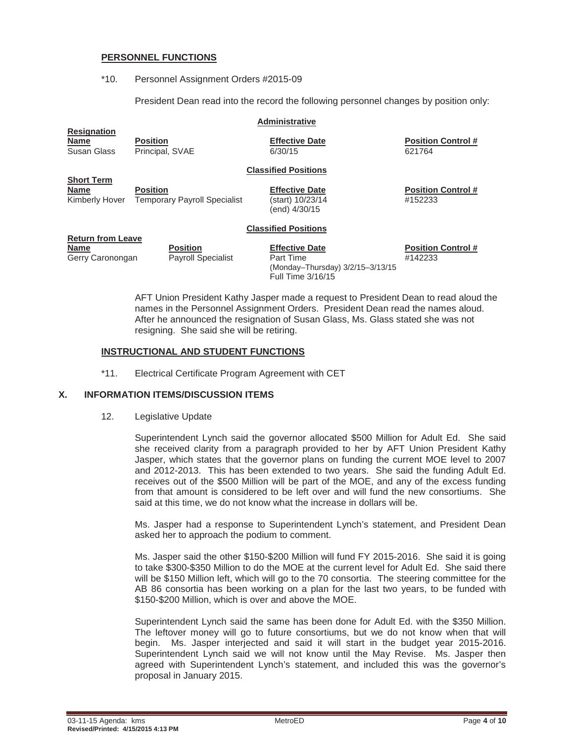## PERSONNEL FUNCTIONS

*10. Personnel Assignment Orders #2015-09

President Dean read into the record the following personnel changes by position only:

**Administrative**

**Resignation**

| Name | Position | Effective Date | Position Control # |
|---|---|---|---|
| Susan Glass | Principal, SVAE | 6/30/15 | 621764 |

**Classified Positions**

**Short Term**

| Name | Position | Effective Date | Position Control # |
|---|---|---|---|
| Kimberly Hover | Temporary Payroll Specialist | (start) 10/23/14 (end) 4/30/15 | #152233 |

**Classified Positions**

**Return from Leave**

| Name | Position | Effective Date | Position Control # |
|---|---|---|---|
| Gerry Caronongan | Payroll Specialist | Part Time (Monday–Thursday) 3/2/15–3/13/15 Full Time 3/16/15 | #142233 |

AFT Union President Kathy Jasper made a request to President Dean to read aloud the names in the Personnel Assignment Orders. President Dean read the names aloud. After he announced the resignation of Susan Glass, Ms. Glass stated she was not resigning. She said she will be retiring.

## INSTRUCTIONAL AND STUDENT FUNCTIONS

*11. Electrical Certificate Program Agreement with CET

# X. INFORMATION ITEMS/DISCUSSION ITEMS

12. Legislative Update

Superintendent Lynch said the governor allocated $500 Million for Adult Ed. She said she received clarity from a paragraph provided to her by AFT Union President Kathy Jasper, which states that the governor plans on funding the current MOE level to 2007 and 2012-2013. This has been extended to two years. She said the funding Adult Ed. receives out of the $500 Million will be part of the MOE, and any of the excess funding from that amount is considered to be left over and will fund the new consortiums. She said at this time, we do not know what the increase in dollars will be.

Ms. Jasper had a response to Superintendent Lynch's statement, and President Dean asked her to approach the podium to comment.

Ms. Jasper said the other $150-$200 Million will fund FY 2015-2016. She said it is going to take $300-$350 Million to do the MOE at the current level for Adult Ed. She said there will be $150 Million left, which will go to the 70 consortia. The steering committee for the AB 86 consortia has been working on a plan for the last two years, to be funded with $150-$200 Million, which is over and above the MOE.

Superintendent Lynch said the same has been done for Adult Ed. with the $350 Million. The leftover money will go to future consortiums, but we do not know when that will begin. Ms. Jasper interjected and said it will start in the budget year 2015-2016. Superintendent Lynch said we will not know until the May Revise. Ms. Jasper then agreed with Superintendent Lynch's statement, and included this was the governor's proposal in January 2015.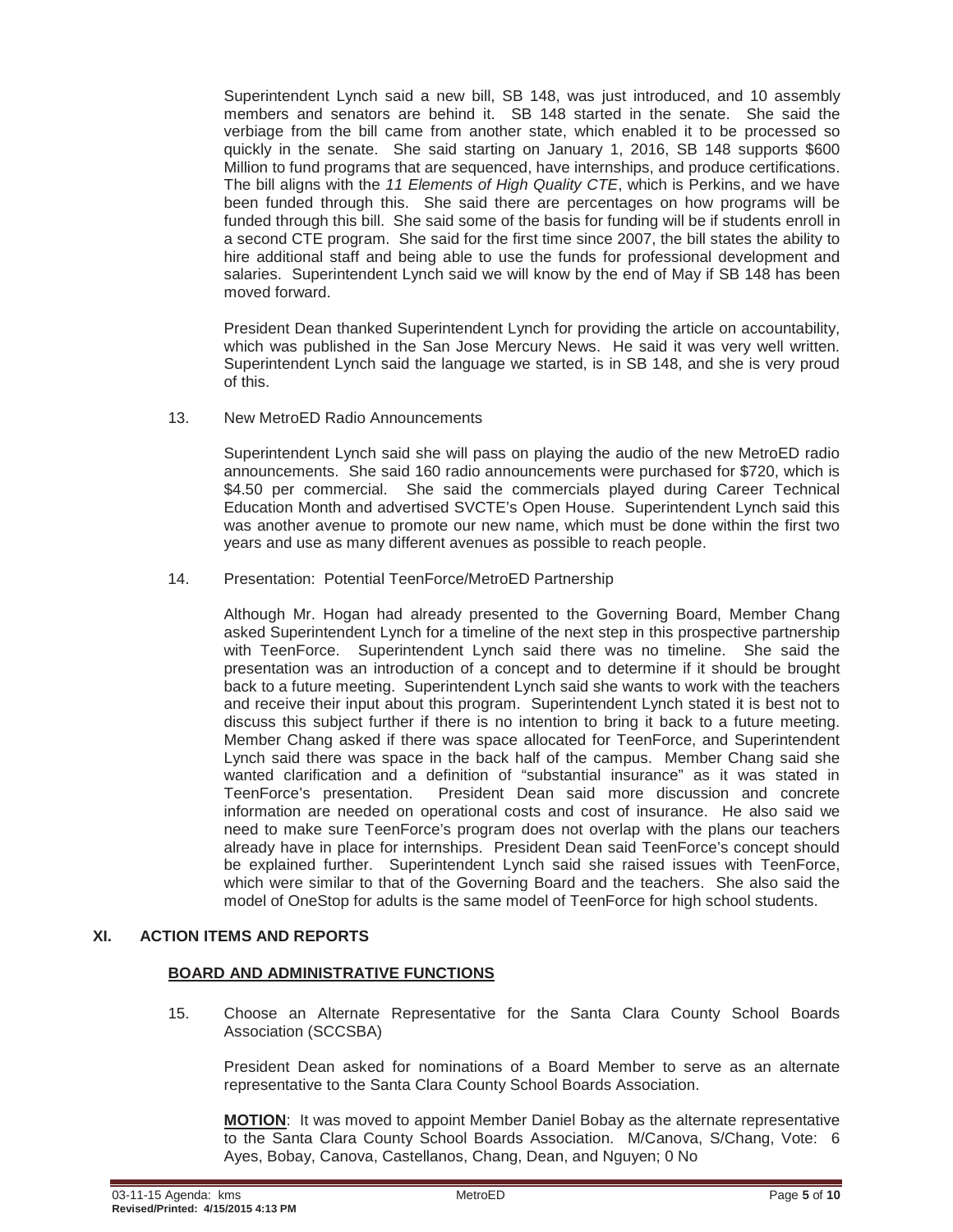Superintendent Lynch said a new bill, SB 148, was just introduced, and 10 assembly members and senators are behind it. SB 148 started in the senate. She said the verbiage from the bill came from another state, which enabled it to be processed so quickly in the senate. She said starting on January 1, 2016, SB 148 supports $600 Million to fund programs that are sequenced, have internships, and produce certifications. The bill aligns with the *11 Elements of High Quality CTE*, which is Perkins, and we have been funded through this. She said there are percentages on how programs will be funded through this bill. She said some of the basis for funding will be if students enroll in a second CTE program. She said for the first time since 2007, the bill states the ability to hire additional staff and being able to use the funds for professional development and salaries. Superintendent Lynch said we will know by the end of May if SB 148 has been moved forward.

President Dean thanked Superintendent Lynch for providing the article on accountability, which was published in the San Jose Mercury News. He said it was very well written. Superintendent Lynch said the language we started, is in SB 148, and she is very proud of this.

13. New MetroED Radio Announcements

Superintendent Lynch said she will pass on playing the audio of the new MetroED radio announcements. She said 160 radio announcements were purchased for $720, which is $4.50 per commercial. She said the commercials played during Career Technical Education Month and advertised SVCTE's Open House. Superintendent Lynch said this was another avenue to promote our new name, which must be done within the first two years and use as many different avenues as possible to reach people.

14. Presentation: Potential TeenForce/MetroED Partnership

Although Mr. Hogan had already presented to the Governing Board, Member Chang asked Superintendent Lynch for a timeline of the next step in this prospective partnership with TeenForce. Superintendent Lynch said there was no timeline. She said the presentation was an introduction of a concept and to determine if it should be brought back to a future meeting. Superintendent Lynch said she wants to work with the teachers and receive their input about this program. Superintendent Lynch stated it is best not to discuss this subject further if there is no intention to bring it back to a future meeting. Member Chang asked if there was space allocated for TeenForce, and Superintendent Lynch said there was space in the back half of the campus. Member Chang said she wanted clarification and a definition of "substantial insurance" as it was stated in TeenForce's presentation. President Dean said more discussion and concrete information are needed on operational costs and cost of insurance. He also said we need to make sure TeenForce's program does not overlap with the plans our teachers already have in place for internships. President Dean said TeenForce's concept should be explained further. Superintendent Lynch said she raised issues with TeenForce, which were similar to that of the Governing Board and the teachers. She also said the model of OneStop for adults is the same model of TeenForce for high school students.

## XI. ACTION ITEMS AND REPORTS

### BOARD AND ADMINISTRATIVE FUNCTIONS

15. Choose an Alternate Representative for the Santa Clara County School Boards Association (SCCSBA)

President Dean asked for nominations of a Board Member to serve as an alternate representative to the Santa Clara County School Boards Association.

**MOTION**: It was moved to appoint Member Daniel Bobay as the alternate representative to the Santa Clara County School Boards Association. M/Canova, S/Chang, Vote: 6 Ayes, Bobay, Canova, Castellanos, Chang, Dean, and Nguyen; 0 No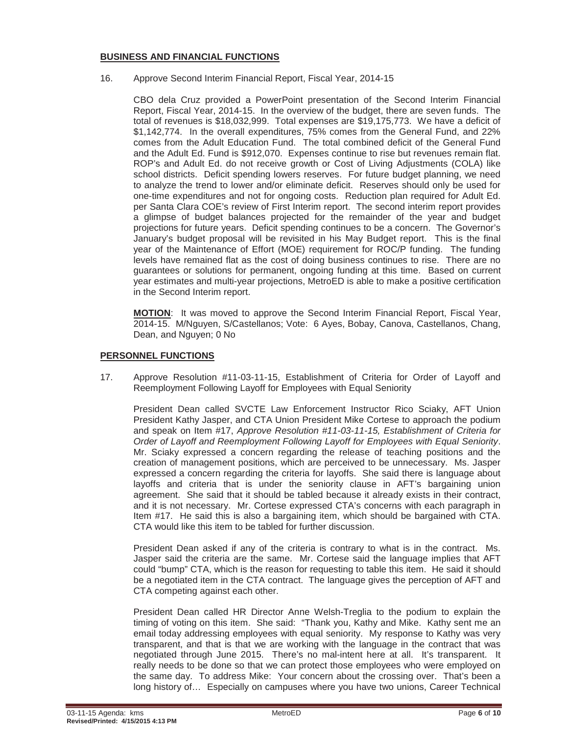## BUSINESS AND FINANCIAL FUNCTIONS

16. Approve Second Interim Financial Report, Fiscal Year, 2014-15

    CBO dela Cruz provided a PowerPoint presentation of the Second Interim Financial Report, Fiscal Year, 2014-15. In the overview of the budget, there are seven funds. The total of revenues is $18,032,999. Total expenses are $19,175,773. We have a deficit of $1,142,774. In the overall expenditures, 75% comes from the General Fund, and 22% comes from the Adult Education Fund. The total combined deficit of the General Fund and the Adult Ed. Fund is $912,070. Expenses continue to rise but revenues remain flat. ROP's and Adult Ed. do not receive growth or Cost of Living Adjustments (COLA) like school districts. Deficit spending lowers reserves. For future budget planning, we need to analyze the trend to lower and/or eliminate deficit. Reserves should only be used for one-time expenditures and not for ongoing costs. Reduction plan required for Adult Ed. per Santa Clara COE's review of First Interim report. The second interim report provides a glimpse of budget balances projected for the remainder of the year and budget projections for future years. Deficit spending continues to be a concern. The Governor's January's budget proposal will be revisited in his May Budget report. This is the final year of the Maintenance of Effort (MOE) requirement for ROC/P funding. The funding levels have remained flat as the cost of doing business continues to rise. There are no guarantees or solutions for permanent, ongoing funding at this time. Based on current year estimates and multi-year projections, MetroED is able to make a positive certification in the Second Interim report.

    **MOTION**: It was moved to approve the Second Interim Financial Report, Fiscal Year, 2014-15. M/Nguyen, S/Castellanos; Vote: 6 Ayes, Bobay, Canova, Castellanos, Chang, Dean, and Nguyen; 0 No

## PERSONNEL FUNCTIONS

17. Approve Resolution #11-03-11-15, Establishment of Criteria for Order of Layoff and Reemployment Following Layoff for Employees with Equal Seniority

    President Dean called SVCTE Law Enforcement Instructor Rico Sciaky, AFT Union President Kathy Jasper, and CTA Union President Mike Cortese to approach the podium and speak on Item #17, *Approve Resolution #11-03-11-15, Establishment of Criteria for Order of Layoff and Reemployment Following Layoff for Employees with Equal Seniority*. Mr. Sciaky expressed a concern regarding the release of teaching positions and the creation of management positions, which are perceived to be unnecessary. Ms. Jasper expressed a concern regarding the criteria for layoffs. She said there is language about layoffs and criteria that is under the seniority clause in AFT's bargaining union agreement. She said that it should be tabled because it already exists in their contract, and it is not necessary. Mr. Cortese expressed CTA's concerns with each paragraph in Item #17. He said this is also a bargaining item, which should be bargained with CTA. CTA would like this item to be tabled for further discussion.

    President Dean asked if any of the criteria is contrary to what is in the contract. Ms. Jasper said the criteria are the same. Mr. Cortese said the language implies that AFT could "bump" CTA, which is the reason for requesting to table this item. He said it should be a negotiated item in the CTA contract. The language gives the perception of AFT and CTA competing against each other.

    President Dean called HR Director Anne Welsh-Treglia to the podium to explain the timing of voting on this item. She said: "Thank you, Kathy and Mike. Kathy sent me an email today addressing employees with equal seniority. My response to Kathy was very transparent, and that is that we are working with the language in the contract that was negotiated through June 2015. There's no mal-intent here at all. It's transparent. It really needs to be done so that we can protect those employees who were employed on the same day. To address Mike: Your concern about the crossing over. That's been a long history of… Especially on campuses where you have two unions, Career Technical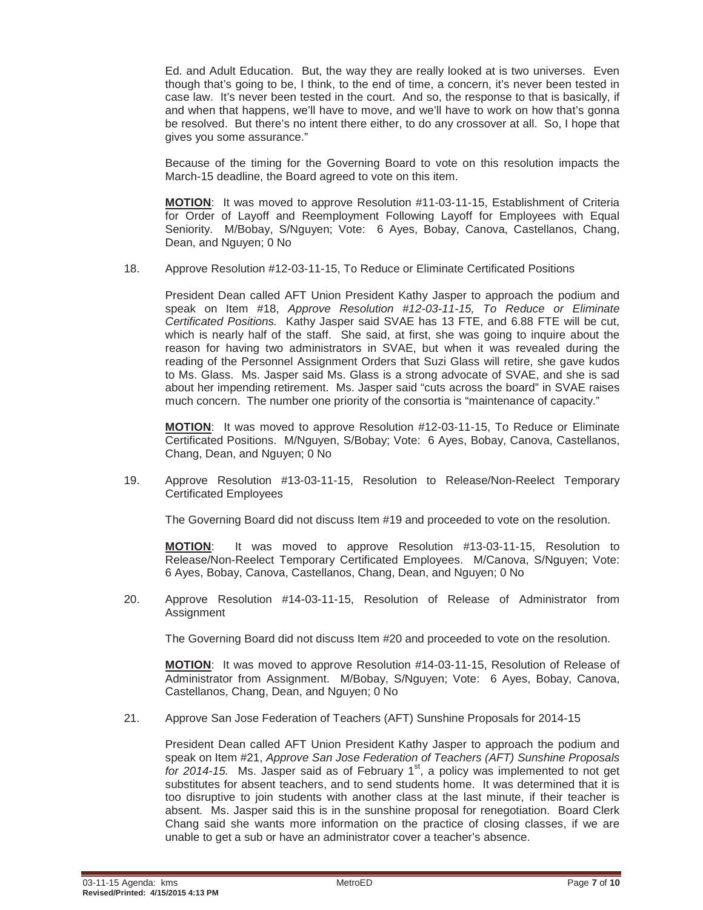Ed. and Adult Education. But, the way they are really looked at is two universes. Even though that's going to be, I think, to the end of time, a concern, it's never been tested in case law. It's never been tested in the court. And so, the response to that is basically, if and when that happens, we'll have to move, and we'll have to work on how that's gonna be resolved. But there's no intent there either, to do any crossover at all. So, I hope that gives you some assurance."

Because of the timing for the Governing Board to vote on this resolution impacts the March-15 deadline, the Board agreed to vote on this item.

**MOTION**: It was moved to approve Resolution #11-03-11-15, Establishment of Criteria for Order of Layoff and Reemployment Following Layoff for Employees with Equal Seniority. M/Bobay, S/Nguyen; Vote: 6 Ayes, Bobay, Canova, Castellanos, Chang, Dean, and Nguyen; 0 No

18. Approve Resolution #12-03-11-15, To Reduce or Eliminate Certificated Positions

President Dean called AFT Union President Kathy Jasper to approach the podium and speak on Item #18, *Approve Resolution #12-03-11-15, To Reduce or Eliminate Certificated Positions.* Kathy Jasper said SVAE has 13 FTE, and 6.88 FTE will be cut, which is nearly half of the staff. She said, at first, she was going to inquire about the reason for having two administrators in SVAE, but when it was revealed during the reading of the Personnel Assignment Orders that Suzi Glass will retire, she gave kudos to Ms. Glass. Ms. Jasper said Ms. Glass is a strong advocate of SVAE, and she is sad about her impending retirement. Ms. Jasper said "cuts across the board" in SVAE raises much concern. The number one priority of the consortia is "maintenance of capacity."

**MOTION**: It was moved to approve Resolution #12-03-11-15, To Reduce or Eliminate Certificated Positions. M/Nguyen, S/Bobay; Vote: 6 Ayes, Bobay, Canova, Castellanos, Chang, Dean, and Nguyen; 0 No

19. Approve Resolution #13-03-11-15, Resolution to Release/Non-Reelect Temporary Certificated Employees

The Governing Board did not discuss Item #19 and proceeded to vote on the resolution.

**MOTION**: It was moved to approve Resolution #13-03-11-15, Resolution to Release/Non-Reelect Temporary Certificated Employees. M/Canova, S/Nguyen; Vote: 6 Ayes, Bobay, Canova, Castellanos, Chang, Dean, and Nguyen; 0 No

20. Approve Resolution #14-03-11-15, Resolution of Release of Administrator from Assignment

The Governing Board did not discuss Item #20 and proceeded to vote on the resolution.

**MOTION**: It was moved to approve Resolution #14-03-11-15, Resolution of Release of Administrator from Assignment. M/Bobay, S/Nguyen; Vote: 6 Ayes, Bobay, Canova, Castellanos, Chang, Dean, and Nguyen; 0 No

21. Approve San Jose Federation of Teachers (AFT) Sunshine Proposals for 2014-15

President Dean called AFT Union President Kathy Jasper to approach the podium and speak on Item #21, *Approve San Jose Federation of Teachers (AFT) Sunshine Proposals for 2014-15.* Ms. Jasper said as of February 1st, a policy was implemented to not get substitutes for absent teachers, and to send students home. It was determined that it is too disruptive to join students with another class at the last minute, if their teacher is absent. Ms. Jasper said this is in the sunshine proposal for renegotiation. Board Clerk Chang said she wants more information on the practice of closing classes, if we are unable to get a sub or have an administrator cover a teacher's absence.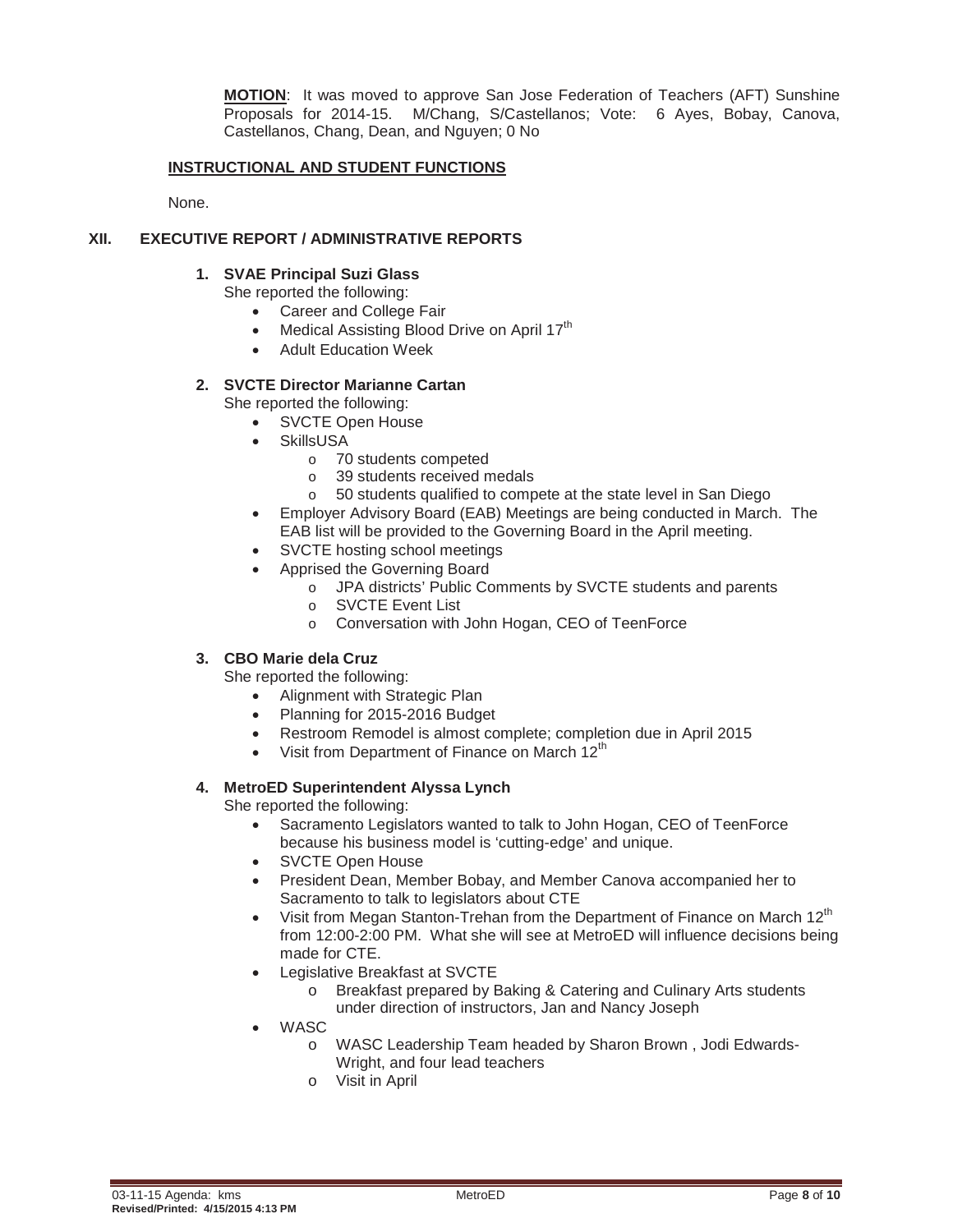**MOTION**: It was moved to approve San Jose Federation of Teachers (AFT) Sunshine Proposals for 2014-15. M/Chang, S/Castellanos; Vote: 6 Ayes, Bobay, Canova, Castellanos, Chang, Dean, and Nguyen; 0 No

**INSTRUCTIONAL AND STUDENT FUNCTIONS**

None.

## XII. EXECUTIVE REPORT / ADMINISTRATIVE REPORTS

1. **SVAE Principal Suzi Glass**
   She reported the following:
   - Career and College Fair
   - Medical Assisting Blood Drive on April 17th
   - Adult Education Week

2. **SVCTE Director Marianne Cartan**
   She reported the following:
   - SVCTE Open House
   - SkillsUSA
     - 70 students competed
     - 39 students received medals
     - 50 students qualified to compete at the state level in San Diego
   - Employer Advisory Board (EAB) Meetings are being conducted in March. The EAB list will be provided to the Governing Board in the April meeting.
   - SVCTE hosting school meetings
   - Apprised the Governing Board
     - JPA districts' Public Comments by SVCTE students and parents
     - SVCTE Event List
     - Conversation with John Hogan, CEO of TeenForce

3. **CBO Marie dela Cruz**
   She reported the following:
   - Alignment with Strategic Plan
   - Planning for 2015-2016 Budget
   - Restroom Remodel is almost complete; completion due in April 2015
   - Visit from Department of Finance on March 12th

4. **MetroED Superintendent Alyssa Lynch**
   She reported the following:
   - Sacramento Legislators wanted to talk to John Hogan, CEO of TeenForce because his business model is 'cutting-edge' and unique.
   - SVCTE Open House
   - President Dean, Member Bobay, and Member Canova accompanied her to Sacramento to talk to legislators about CTE
   - Visit from Megan Stanton-Trehan from the Department of Finance on March 12th from 12:00-2:00 PM. What she will see at MetroED will influence decisions being made for CTE.
   - Legislative Breakfast at SVCTE
     - Breakfast prepared by Baking & Catering and Culinary Arts students under direction of instructors, Jan and Nancy Joseph
   - WASC
     - WASC Leadership Team headed by Sharon Brown , Jodi Edwards-Wright, and four lead teachers
     - Visit in April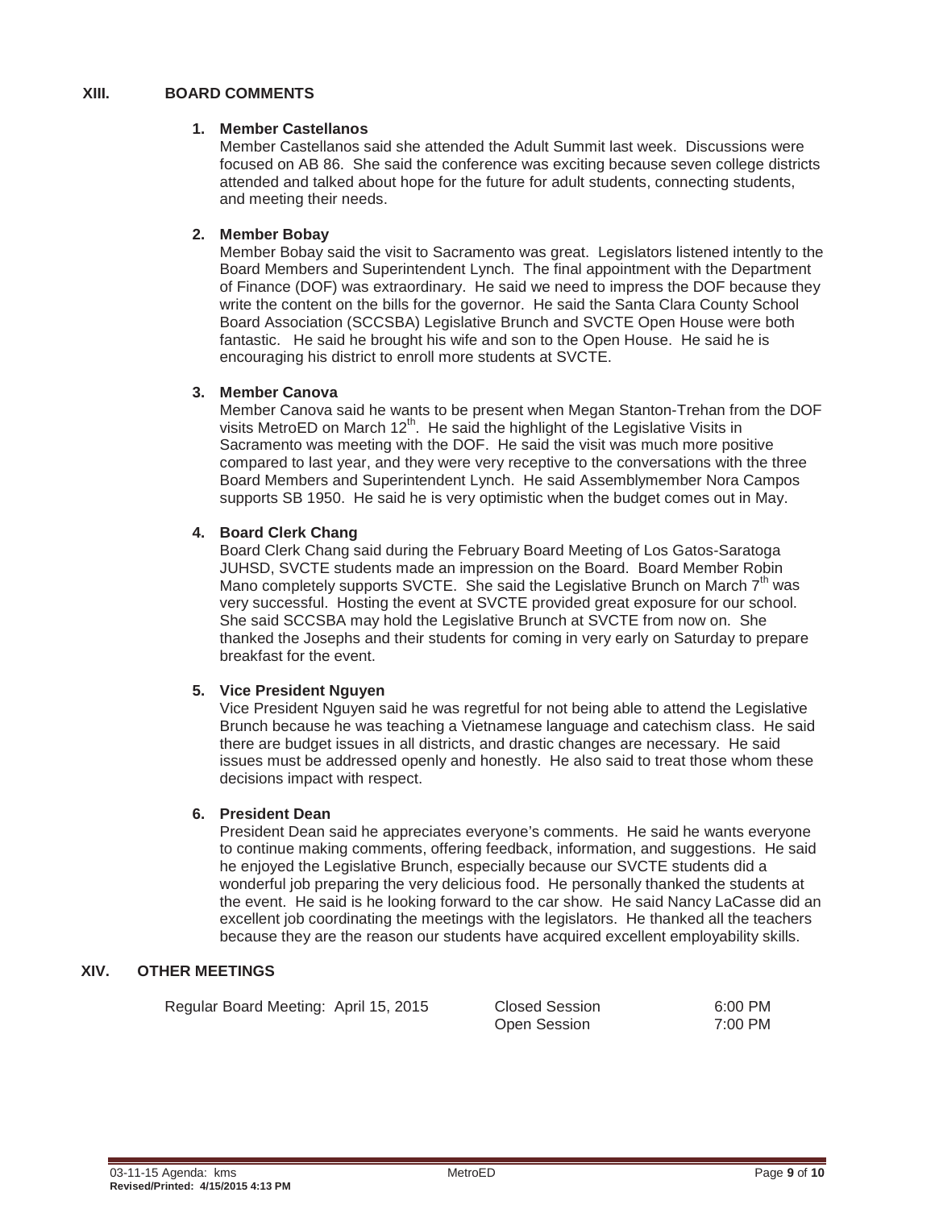## XIII. BOARD COMMENTS

1. **Member Castellanos**

   Member Castellanos said she attended the Adult Summit last week. Discussions were focused on AB 86. She said the conference was exciting because seven college districts attended and talked about hope for the future for adult students, connecting students, and meeting their needs.

2. **Member Bobay**

   Member Bobay said the visit to Sacramento was great. Legislators listened intently to the Board Members and Superintendent Lynch. The final appointment with the Department of Finance (DOF) was extraordinary. He said we need to impress the DOF because they write the content on the bills for the governor. He said the Santa Clara County School Board Association (SCCSBA) Legislative Brunch and SVCTE Open House were both fantastic. He said he brought his wife and son to the Open House. He said he is encouraging his district to enroll more students at SVCTE.

3. **Member Canova**

   Member Canova said he wants to be present when Megan Stanton-Trehan from the DOF visits MetroED on March 12th. He said the highlight of the Legislative Visits in Sacramento was meeting with the DOF. He said the visit was much more positive compared to last year, and they were very receptive to the conversations with the three Board Members and Superintendent Lynch. He said Assemblymember Nora Campos supports SB 1950. He said he is very optimistic when the budget comes out in May.

4. **Board Clerk Chang**

   Board Clerk Chang said during the February Board Meeting of Los Gatos-Saratoga JUHSD, SVCTE students made an impression on the Board. Board Member Robin Mano completely supports SVCTE. She said the Legislative Brunch on March 7th was very successful. Hosting the event at SVCTE provided great exposure for our school. She said SCCSBA may hold the Legislative Brunch at SVCTE from now on. She thanked the Josephs and their students for coming in very early on Saturday to prepare breakfast for the event.

5. **Vice President Nguyen**

   Vice President Nguyen said he was regretful for not being able to attend the Legislative Brunch because he was teaching a Vietnamese language and catechism class. He said there are budget issues in all districts, and drastic changes are necessary. He said issues must be addressed openly and honestly. He also said to treat those whom these decisions impact with respect.

6. **President Dean**

   President Dean said he appreciates everyone's comments. He said he wants everyone to continue making comments, offering feedback, information, and suggestions. He said he enjoyed the Legislative Brunch, especially because our SVCTE students did a wonderful job preparing the very delicious food. He personally thanked the students at the event. He said is he looking forward to the car show. He said Nancy LaCasse did an excellent job coordinating the meetings with the legislators. He thanked all the teachers because they are the reason our students have acquired excellent employability skills.

## XIV. OTHER MEETINGS

| | | |
|---|---|---|
| Regular Board Meeting: April 15, 2015 | Closed Session | 6:00 PM |
| | Open Session | 7:00 PM |

03-11-15 Agenda: kms
**Revised/Printed: 4/15/2015 4:13 PM**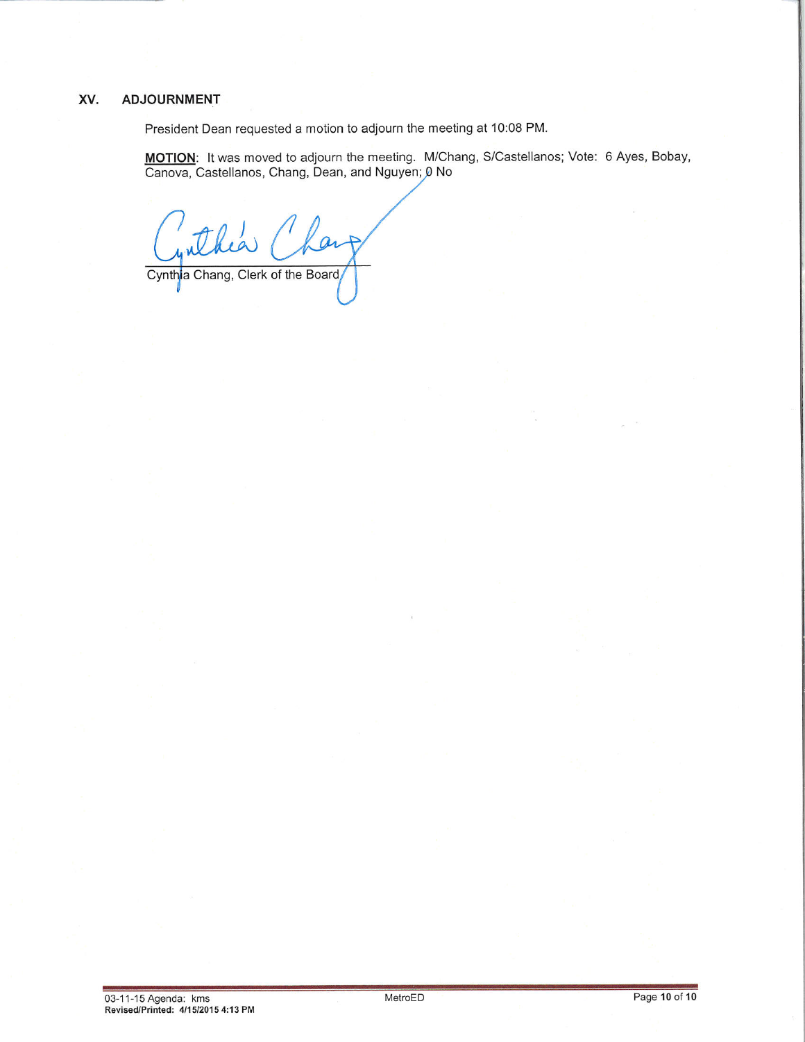## XV. ADJOURNMENT

President Dean requested a motion to adjourn the meeting at 10:08 PM.

**MOTION**: It was moved to adjourn the meeting. M/Chang, S/Castellanos; Vote: 6 Ayes, Bobay, Canova, Castellanos, Chang, Dean, and Nguyen; 0 No

Cynthia Chang, Clerk of the Board